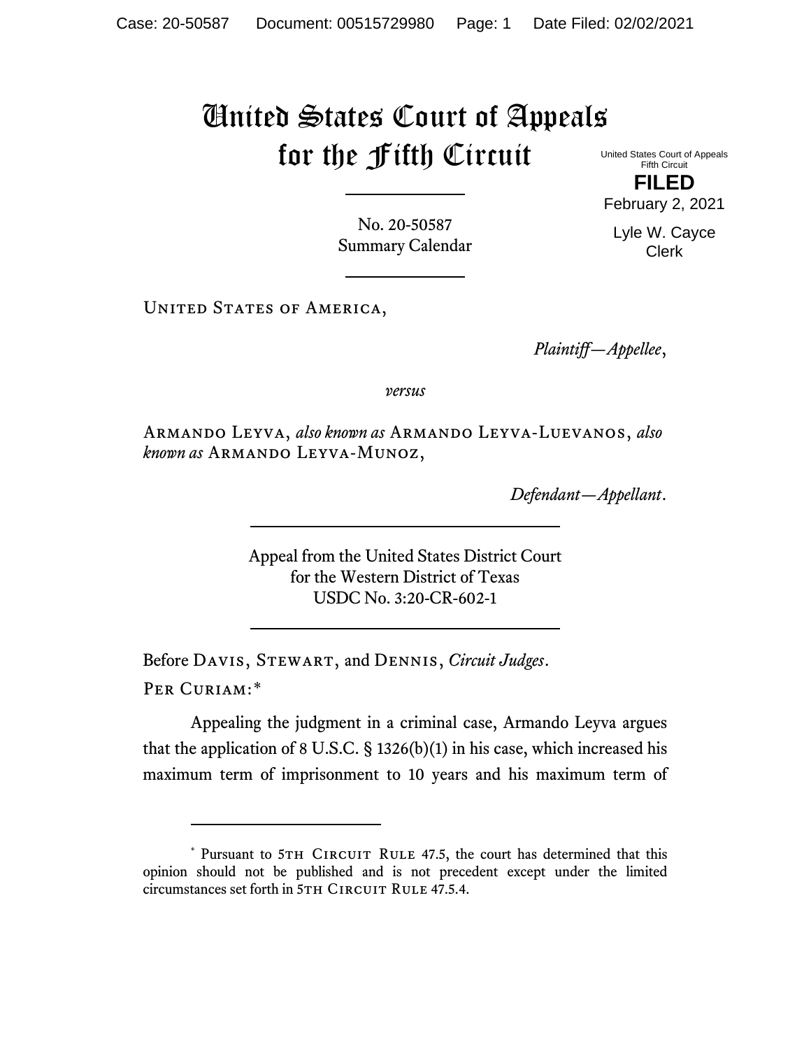# United States Court of Appeals for the Fifth Circuit

United States Court of Appeals
Fifth Circuit

**FILED**

February 2, 2021

Lyle W. Cayce
Clerk

No. 20-50587
Summary Calendar

---

UNITED STATES OF AMERICA,

*Plaintiff—Appellee*,

*versus*

ARMANDO LEYVA, *also known as* ARMANDO LEYVA-LUEVANOS, *also known as* ARMANDO LEYVA-MUNOZ,

*Defendant—Appellant*.

---

Appeal from the United States District Court
for the Western District of Texas
USDC No. 3:20-CR-602-1

---

Before DAVIS, STEWART, and DENNIS, *Circuit Judges*.

PER CURIAM:*

Appealing the judgment in a criminal case, Armando Leyva argues that the application of 8 U.S.C. § 1326(b)(1) in his case, which increased his maximum term of imprisonment to 10 years and his maximum term of

---

\* Pursuant to 5TH CIRCUIT RULE 47.5, the court has determined that this opinion should not be published and is not precedent except under the limited circumstances set forth in 5TH CIRCUIT RULE 47.5.4.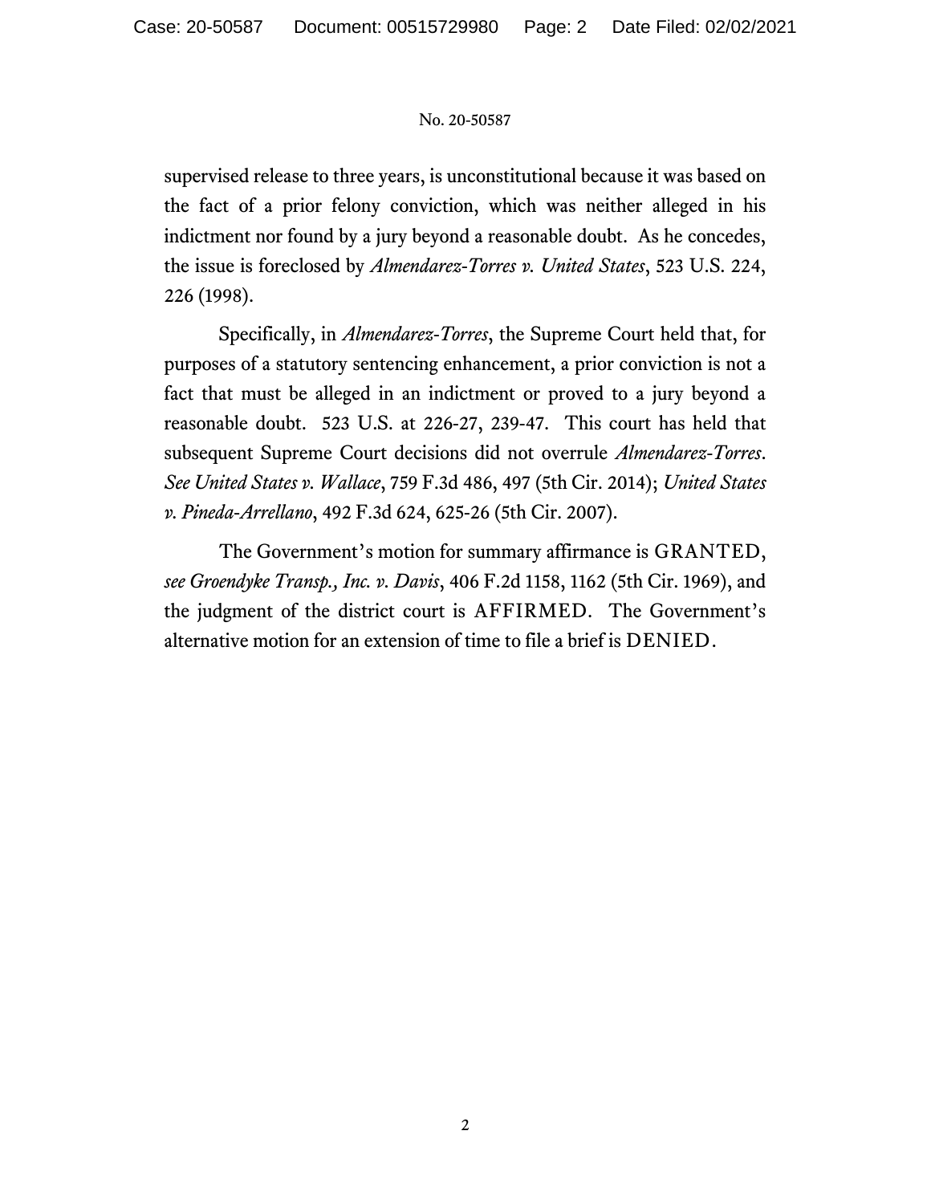supervised release to three years, is unconstitutional because it was based on the fact of a prior felony conviction, which was neither alleged in his indictment nor found by a jury beyond a reasonable doubt. As he concedes, the issue is foreclosed by *Almendarez-Torres v. United States*, 523 U.S. 224, 226 (1998).

Specifically, in *Almendarez-Torres*, the Supreme Court held that, for purposes of a statutory sentencing enhancement, a prior conviction is not a fact that must be alleged in an indictment or proved to a jury beyond a reasonable doubt. 523 U.S. at 226-27, 239-47. This court has held that subsequent Supreme Court decisions did not overrule *Almendarez-Torres*. *See United States v. Wallace*, 759 F.3d 486, 497 (5th Cir. 2014); *United States v. Pineda-Arrellano*, 492 F.3d 624, 625-26 (5th Cir. 2007).

The Government's motion for summary affirmance is GRANTED, *see Groendyke Transp., Inc. v. Davis*, 406 F.2d 1158, 1162 (5th Cir. 1969), and the judgment of the district court is AFFIRMED. The Government's alternative motion for an extension of time to file a brief is DENIED.